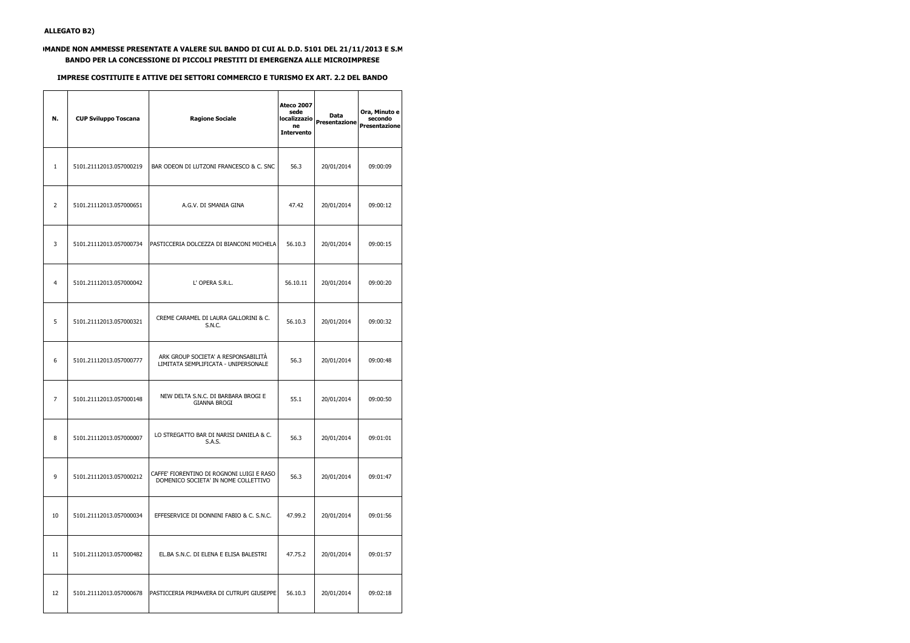**ALLEGATO B2)**

**DOMANDE NON AMMESSE PRESENTATE A VALERE SUL BANDO DI CUI AL D.D. 5101 DEL 21/11/2013 E S.M**

**BANDO PER LA CONCESSIONE DI PICCOLI PRESTITI DI EMERGENZA ALLE MICROIMPRESE**

**IMPRESE COSTITUITE E ATTIVE DEI SETTORI COMMERCIO E TURISMO EX ART. 2.2 DEL BANDO**

| N. | CUP Sviluppo Toscana | Ragione Sociale | Ateco 2007 sede localizzazione Intervento | Data Presentazione | Ora, Minuto e secondo Presentazione |
|---|---|---|---|---|---|
| 1 | 5101.21112013.057000219 | BAR ODEON DI LUTZONI FRANCESCO & C. SNC | 56.3 | 20/01/2014 | 09:00:09 |
| 2 | 5101.21112013.057000651 | A.G.V. DI SMANIA GINA | 47.42 | 20/01/2014 | 09:00:12 |
| 3 | 5101.21112013.057000734 | PASTICCERIA DOLCEZZA DI BIANCONI MICHELA | 56.10.3 | 20/01/2014 | 09:00:15 |
| 4 | 5101.21112013.057000042 | L' OPERA S.R.L. | 56.10.11 | 20/01/2014 | 09:00:20 |
| 5 | 5101.21112013.057000321 | CREME CARAMEL DI LAURA GALLORINI & C. S.N.C. | 56.10.3 | 20/01/2014 | 09:00:32 |
| 6 | 5101.21112013.057000777 | ARK GROUP SOCIETA' A RESPONSABILITÀ LIMITATA SEMPLIFICATA - UNIPERSONALE | 56.3 | 20/01/2014 | 09:00:48 |
| 7 | 5101.21112013.057000148 | NEW DELTA S.N.C. DI BARBARA BROGI E GIANNA BROGI | 55.1 | 20/01/2014 | 09:00:50 |
| 8 | 5101.21112013.057000007 | LO STREGATTO BAR DI NARISI DANIELA & C. S.A.S. | 56.3 | 20/01/2014 | 09:01:01 |
| 9 | 5101.21112013.057000212 | CAFFE' FIORENTINO DI ROGNONI LUIGI E RASO DOMENICO SOCIETA' IN NOME COLLETTIVO | 56.3 | 20/01/2014 | 09:01:47 |
| 10 | 5101.21112013.057000034 | EFFESERVICE DI DONNINI FABIO & C. S.N.C. | 47.99.2 | 20/01/2014 | 09:01:56 |
| 11 | 5101.21112013.057000482 | EL.BA S.N.C. DI ELENA E ELISA BALESTRI | 47.75.2 | 20/01/2014 | 09:01:57 |
| 12 | 5101.21112013.057000678 | PASTICCERIA PRIMAVERA DI CUTRUPI GIUSEPPE | 56.10.3 | 20/01/2014 | 09:02:18 |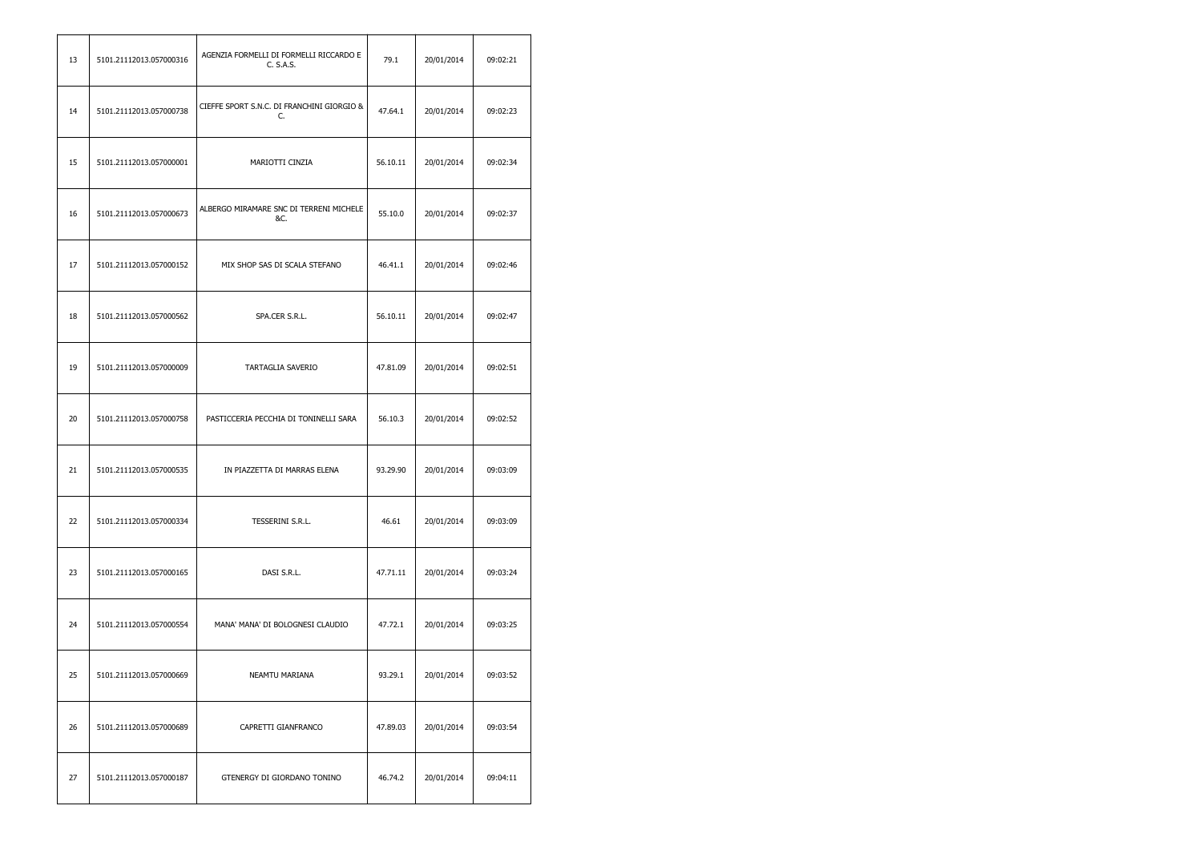| 13 | 5101.21112013.057000316 | AGENZIA FORMELLI DI FORMELLI RICCARDO E C. S.A.S. | 79.1 | 20/01/2014 | 09:02:21 |
|---|---|---|---|---|---|
| 14 | 5101.21112013.057000738 | CIEFFE SPORT S.N.C. DI FRANCHINI GIORGIO & C. | 47.64.1 | 20/01/2014 | 09:02:23 |
| 15 | 5101.21112013.057000001 | MARIOTTI CINZIA | 56.10.11 | 20/01/2014 | 09:02:34 |
| 16 | 5101.21112013.057000673 | ALBERGO MIRAMARE SNC DI TERRENI MICHELE &C. | 55.10.0 | 20/01/2014 | 09:02:37 |
| 17 | 5101.21112013.057000152 | MIX SHOP SAS DI SCALA STEFANO | 46.41.1 | 20/01/2014 | 09:02:46 |
| 18 | 5101.21112013.057000562 | SPA.CER S.R.L. | 56.10.11 | 20/01/2014 | 09:02:47 |
| 19 | 5101.21112013.057000009 | TARTAGLIA SAVERIO | 47.81.09 | 20/01/2014 | 09:02:51 |
| 20 | 5101.21112013.057000758 | PASTICCERIA PECCHIA DI TONINELLI SARA | 56.10.3 | 20/01/2014 | 09:02:52 |
| 21 | 5101.21112013.057000535 | IN PIAZZETTA DI MARRAS ELENA | 93.29.90 | 20/01/2014 | 09:03:09 |
| 22 | 5101.21112013.057000334 | TESSERINI S.R.L. | 46.61 | 20/01/2014 | 09:03:09 |
| 23 | 5101.21112013.057000165 | DASI S.R.L. | 47.71.11 | 20/01/2014 | 09:03:24 |
| 24 | 5101.21112013.057000554 | MANA' MANA' DI BOLOGNESI CLAUDIO | 47.72.1 | 20/01/2014 | 09:03:25 |
| 25 | 5101.21112013.057000669 | NEAMTU MARIANA | 93.29.1 | 20/01/2014 | 09:03:52 |
| 26 | 5101.21112013.057000689 | CAPRETTI GIANFRANCO | 47.89.03 | 20/01/2014 | 09:03:54 |
| 27 | 5101.21112013.057000187 | GTENERGY DI GIORDANO TONINO | 46.74.2 | 20/01/2014 | 09:04:11 |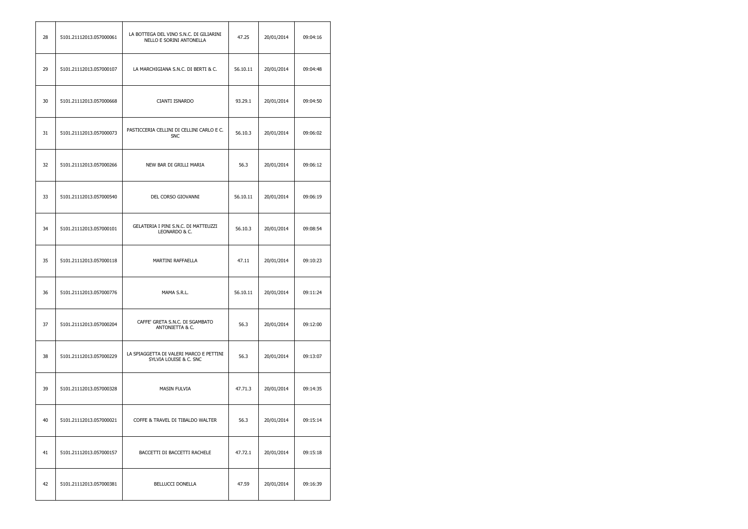| 28 | 5101.21112013.057000061 | LA BOTTEGA DEL VINO S.N.C. DI GILIARINI NELLO E SORINI ANTONELLA | 47.25 | 20/01/2014 | 09:04:16 |
|---|---|---|---|---|---|
| 29 | 5101.21112013.057000107 | LA MARCHIGIANA S.N.C. DI BERTI & C. | 56.10.11 | 20/01/2014 | 09:04:48 |
| 30 | 5101.21112013.057000668 | CIANTI ISNARDO | 93.29.1 | 20/01/2014 | 09:04:50 |
| 31 | 5101.21112013.057000073 | PASTICCERIA CELLINI DI CELLINI CARLO E C. SNC | 56.10.3 | 20/01/2014 | 09:06:02 |
| 32 | 5101.21112013.057000266 | NEW BAR DI GRILLI MARIA | 56.3 | 20/01/2014 | 09:06:12 |
| 33 | 5101.21112013.057000540 | DEL CORSO GIOVANNI | 56.10.11 | 20/01/2014 | 09:06:19 |
| 34 | 5101.21112013.057000101 | GELATERIA I PINI S.N.C. DI MATTEUZZI LEONARDO & C. | 56.10.3 | 20/01/2014 | 09:08:54 |
| 35 | 5101.21112013.057000118 | MARTINI RAFFAELLA | 47.11 | 20/01/2014 | 09:10:23 |
| 36 | 5101.21112013.057000776 | MAMA S.R.L. | 56.10.11 | 20/01/2014 | 09:11:24 |
| 37 | 5101.21112013.057000204 | CAFFE' GRETA S.N.C. DI SGAMBATO ANTONIETTA & C. | 56.3 | 20/01/2014 | 09:12:00 |
| 38 | 5101.21112013.057000229 | LA SPIAGGETTA DI VALERI MARCO E PETTINI SYLVIA LOUISE & C. SNC | 56.3 | 20/01/2014 | 09:13:07 |
| 39 | 5101.21112013.057000328 | MASIN FULVIA | 47.71.3 | 20/01/2014 | 09:14:35 |
| 40 | 5101.21112013.057000021 | COFFE & TRAVEL DI TIBALDO WALTER | 56.3 | 20/01/2014 | 09:15:14 |
| 41 | 5101.21112013.057000157 | BACCETTI DI BACCETTI RACHELE | 47.72.1 | 20/01/2014 | 09:15:18 |
| 42 | 5101.21112013.057000381 | BELLUCCI DONELLA | 47.59 | 20/01/2014 | 09:16:39 |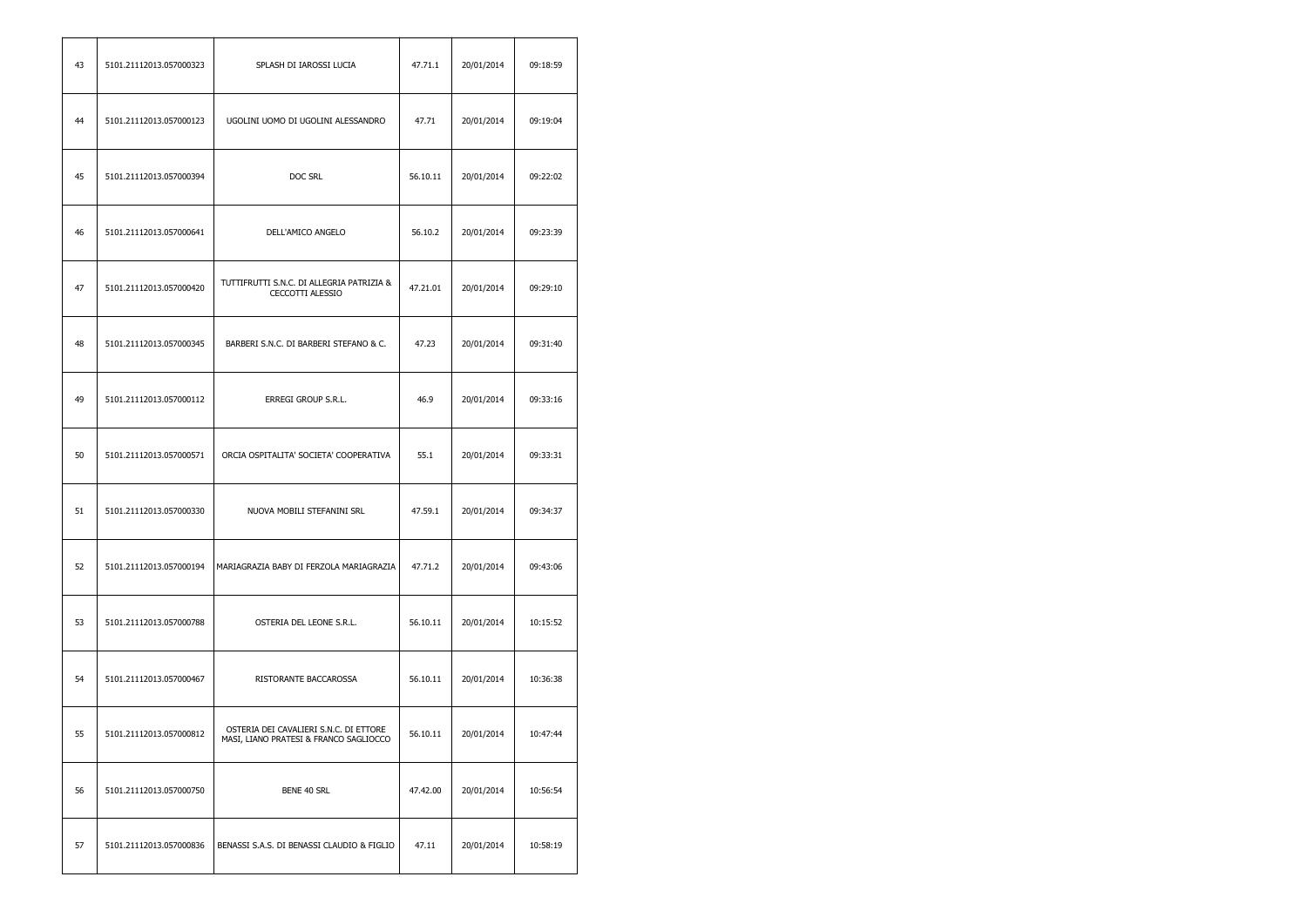| 43 | 5101.21112013.057000323 | SPLASH DI IAROSSI LUCIA | 47.71.1 | 20/01/2014 | 09:18:59 |
|---|---|---|---|---|---|
| 44 | 5101.21112013.057000123 | UGOLINI UOMO DI UGOLINI ALESSANDRO | 47.71 | 20/01/2014 | 09:19:04 |
| 45 | 5101.21112013.057000394 | DOC SRL | 56.10.11 | 20/01/2014 | 09:22:02 |
| 46 | 5101.21112013.057000641 | DELL'AMICO ANGELO | 56.10.2 | 20/01/2014 | 09:23:39 |
| 47 | 5101.21112013.057000420 | TUTTIFRUTTI S.N.C. DI ALLEGRIA PATRIZIA & CECCOTTI ALESSIO | 47.21.01 | 20/01/2014 | 09:29:10 |
| 48 | 5101.21112013.057000345 | BARBERI S.N.C. DI BARBERI STEFANO & C. | 47.23 | 20/01/2014 | 09:31:40 |
| 49 | 5101.21112013.057000112 | ERREGI GROUP S.R.L. | 46.9 | 20/01/2014 | 09:33:16 |
| 50 | 5101.21112013.057000571 | ORCIA OSPITALITA' SOCIETA' COOPERATIVA | 55.1 | 20/01/2014 | 09:33:31 |
| 51 | 5101.21112013.057000330 | NUOVA MOBILI STEFANINI SRL | 47.59.1 | 20/01/2014 | 09:34:37 |
| 52 | 5101.21112013.057000194 | MARIAGRAZIA BABY DI FERZOLA MARIAGRAZIA | 47.71.2 | 20/01/2014 | 09:43:06 |
| 53 | 5101.21112013.057000788 | OSTERIA DEL LEONE S.R.L. | 56.10.11 | 20/01/2014 | 10:15:52 |
| 54 | 5101.21112013.057000467 | RISTORANTE BACCAROSSA | 56.10.11 | 20/01/2014 | 10:36:38 |
| 55 | 5101.21112013.057000812 | OSTERIA DEI CAVALIERI S.N.C. DI ETTORE MASI, LIANO PRATESI & FRANCO SAGLIOCCO | 56.10.11 | 20/01/2014 | 10:47:44 |
| 56 | 5101.21112013.057000750 | BENE 40 SRL | 47.42.00 | 20/01/2014 | 10:56:54 |
| 57 | 5101.21112013.057000836 | BENASSI S.A.S. DI BENASSI CLAUDIO & FIGLIO | 47.11 | 20/01/2014 | 10:58:19 |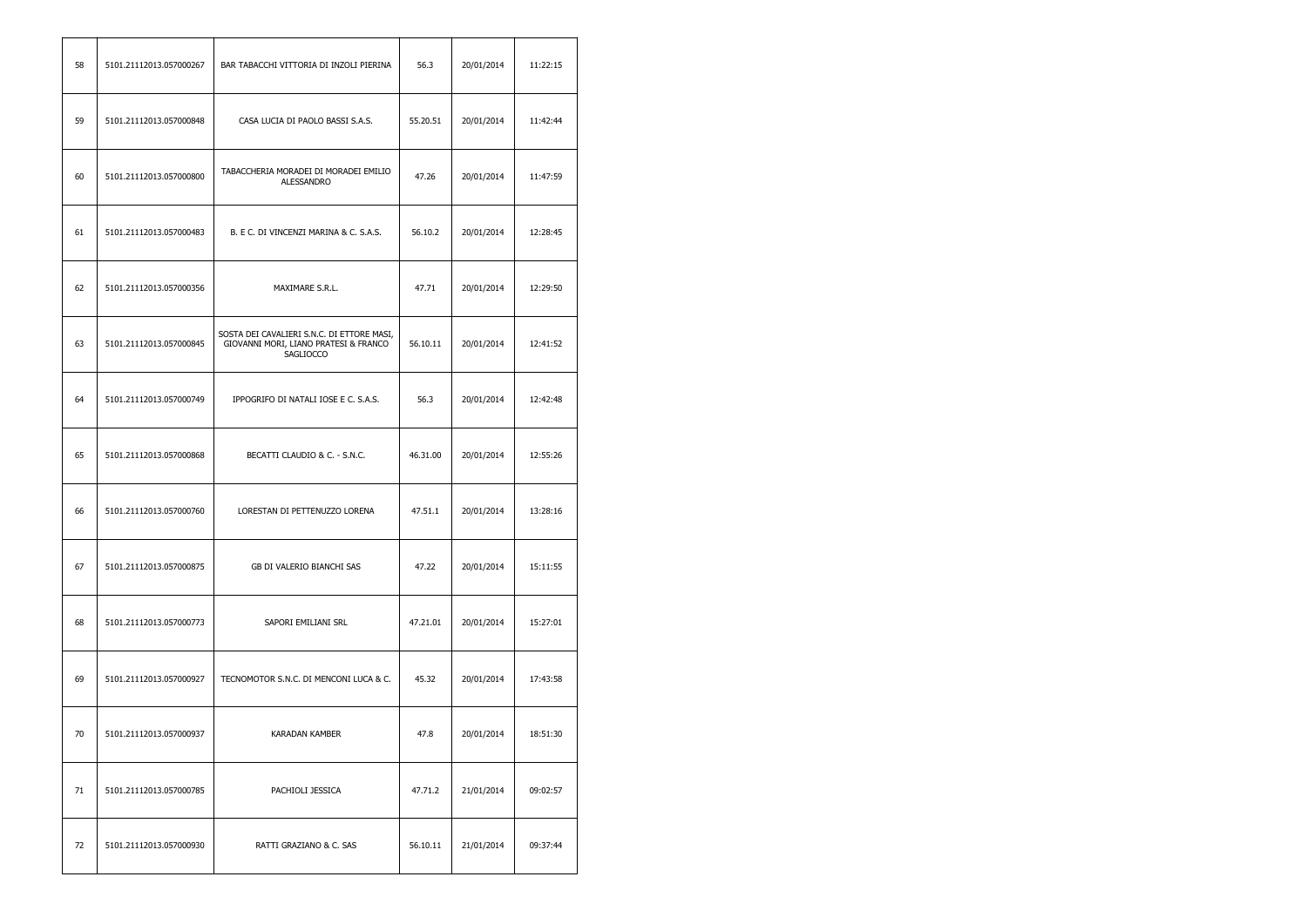| 58 | 5101.21112013.057000267 | BAR TABACCHI VITTORIA DI INZOLI PIERINA | 56.3 | 20/01/2014 | 11:22:15 |
|---|---|---|---|---|---|
| 59 | 5101.21112013.057000848 | CASA LUCIA DI PAOLO BASSI S.A.S. | 55.20.51 | 20/01/2014 | 11:42:44 |
| 60 | 5101.21112013.057000800 | TABACCHERIA MORADEI DI MORADEI EMILIO ALESSANDRO | 47.26 | 20/01/2014 | 11:47:59 |
| 61 | 5101.21112013.057000483 | B. E C. DI VINCENZI MARINA & C. S.A.S. | 56.10.2 | 20/01/2014 | 12:28:45 |
| 62 | 5101.21112013.057000356 | MAXIMARE S.R.L. | 47.71 | 20/01/2014 | 12:29:50 |
| 63 | 5101.21112013.057000845 | SOSTA DEI CAVALIERI S.N.C. DI ETTORE MASI, GIOVANNI MORI, LIANO PRATESI & FRANCO SAGLIOCCO | 56.10.11 | 20/01/2014 | 12:41:52 |
| 64 | 5101.21112013.057000749 | IPPOGRIFO DI NATALI IOSE E C. S.A.S. | 56.3 | 20/01/2014 | 12:42:48 |
| 65 | 5101.21112013.057000868 | BECATTI CLAUDIO & C. - S.N.C. | 46.31.00 | 20/01/2014 | 12:55:26 |
| 66 | 5101.21112013.057000760 | LORESTAN DI PETTENUZZO LORENA | 47.51.1 | 20/01/2014 | 13:28:16 |
| 67 | 5101.21112013.057000875 | GB DI VALERIO BIANCHI SAS | 47.22 | 20/01/2014 | 15:11:55 |
| 68 | 5101.21112013.057000773 | SAPORI EMILIANI SRL | 47.21.01 | 20/01/2014 | 15:27:01 |
| 69 | 5101.21112013.057000927 | TECNOMOTOR S.N.C. DI MENCONI LUCA & C. | 45.32 | 20/01/2014 | 17:43:58 |
| 70 | 5101.21112013.057000937 | KARADAN KAMBER | 47.8 | 20/01/2014 | 18:51:30 |
| 71 | 5101.21112013.057000785 | PACHIOLI JESSICA | 47.71.2 | 21/01/2014 | 09:02:57 |
| 72 | 5101.21112013.057000930 | RATTI GRAZIANO & C. SAS | 56.10.11 | 21/01/2014 | 09:37:44 |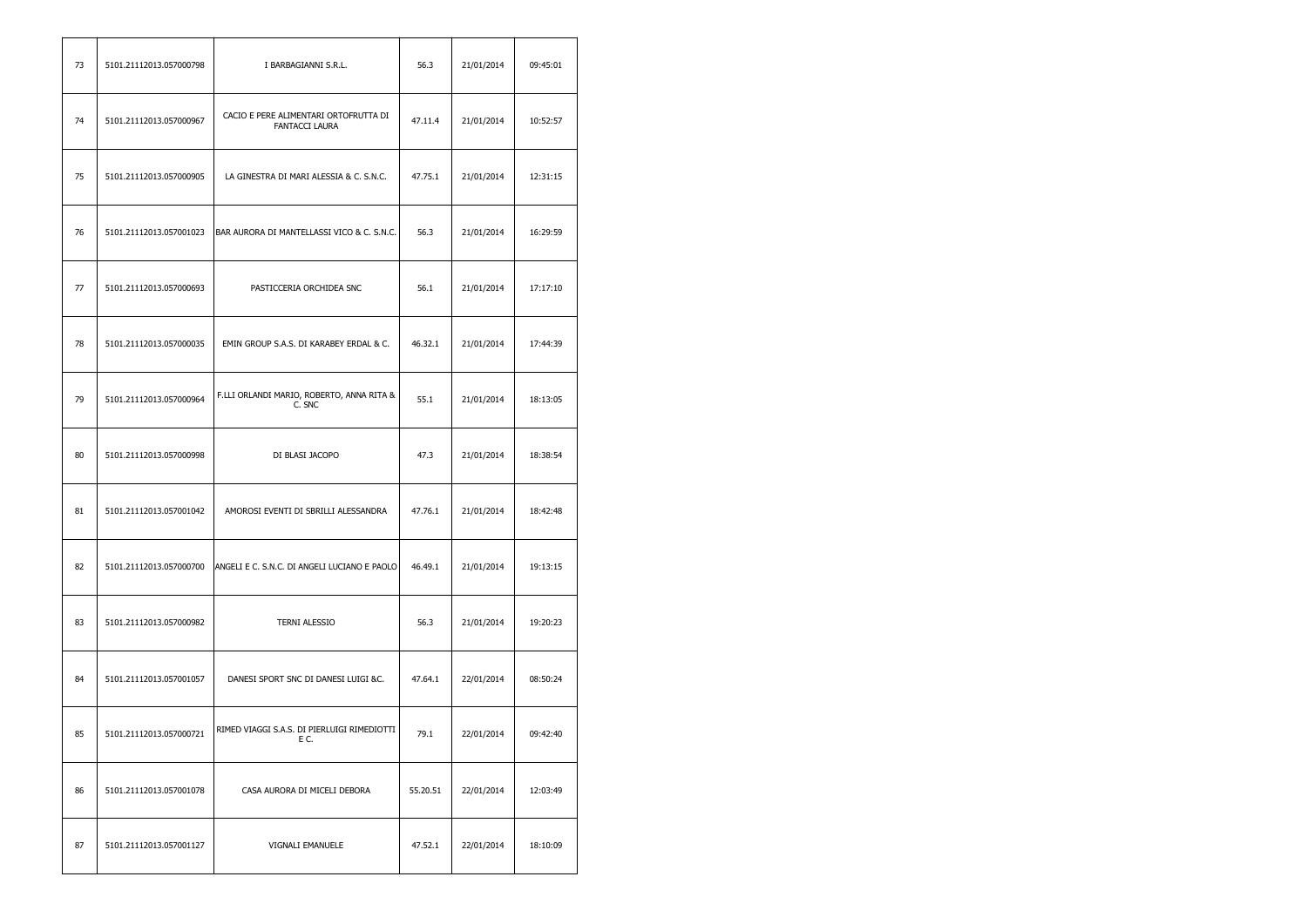| 73 | 5101.21112013.057000798 | I BARBAGIANNI S.R.L. | 56.3 | 21/01/2014 | 09:45:01 |
|---|---|---|---|---|---|
| 74 | 5101.21112013.057000967 | CACIO E PERE ALIMENTARI ORTOFRUTTA DI FANTACCI LAURA | 47.11.4 | 21/01/2014 | 10:52:57 |
| 75 | 5101.21112013.057000905 | LA GINESTRA DI MARI ALESSIA & C. S.N.C. | 47.75.1 | 21/01/2014 | 12:31:15 |
| 76 | 5101.21112013.057001023 | BAR AURORA DI MANTELLASSI VICO & C. S.N.C. | 56.3 | 21/01/2014 | 16:29:59 |
| 77 | 5101.21112013.057000693 | PASTICCERIA ORCHIDEA SNC | 56.1 | 21/01/2014 | 17:17:10 |
| 78 | 5101.21112013.057000035 | EMIN GROUP S.A.S. DI KARABEY ERDAL & C. | 46.32.1 | 21/01/2014 | 17:44:39 |
| 79 | 5101.21112013.057000964 | F.LLI ORLANDI MARIO, ROBERTO, ANNA RITA & C. SNC | 55.1 | 21/01/2014 | 18:13:05 |
| 80 | 5101.21112013.057000998 | DI BLASI JACOPO | 47.3 | 21/01/2014 | 18:38:54 |
| 81 | 5101.21112013.057001042 | AMOROSI EVENTI DI SBRILLI ALESSANDRA | 47.76.1 | 21/01/2014 | 18:42:48 |
| 82 | 5101.21112013.057000700 | ANGELI E C. S.N.C. DI ANGELI LUCIANO E PAOLO | 46.49.1 | 21/01/2014 | 19:13:15 |
| 83 | 5101.21112013.057000982 | TERNI ALESSIO | 56.3 | 21/01/2014 | 19:20:23 |
| 84 | 5101.21112013.057001057 | DANESI SPORT SNC DI DANESI LUIGI &C. | 47.64.1 | 22/01/2014 | 08:50:24 |
| 85 | 5101.21112013.057000721 | RIMED VIAGGI S.A.S. DI PIERLUIGI RIMEDIOTTI E C. | 79.1 | 22/01/2014 | 09:42:40 |
| 86 | 5101.21112013.057001078 | CASA AURORA DI MICELI DEBORA | 55.20.51 | 22/01/2014 | 12:03:49 |
| 87 | 5101.21112013.057001127 | VIGNALI EMANUELE | 47.52.1 | 22/01/2014 | 18:10:09 |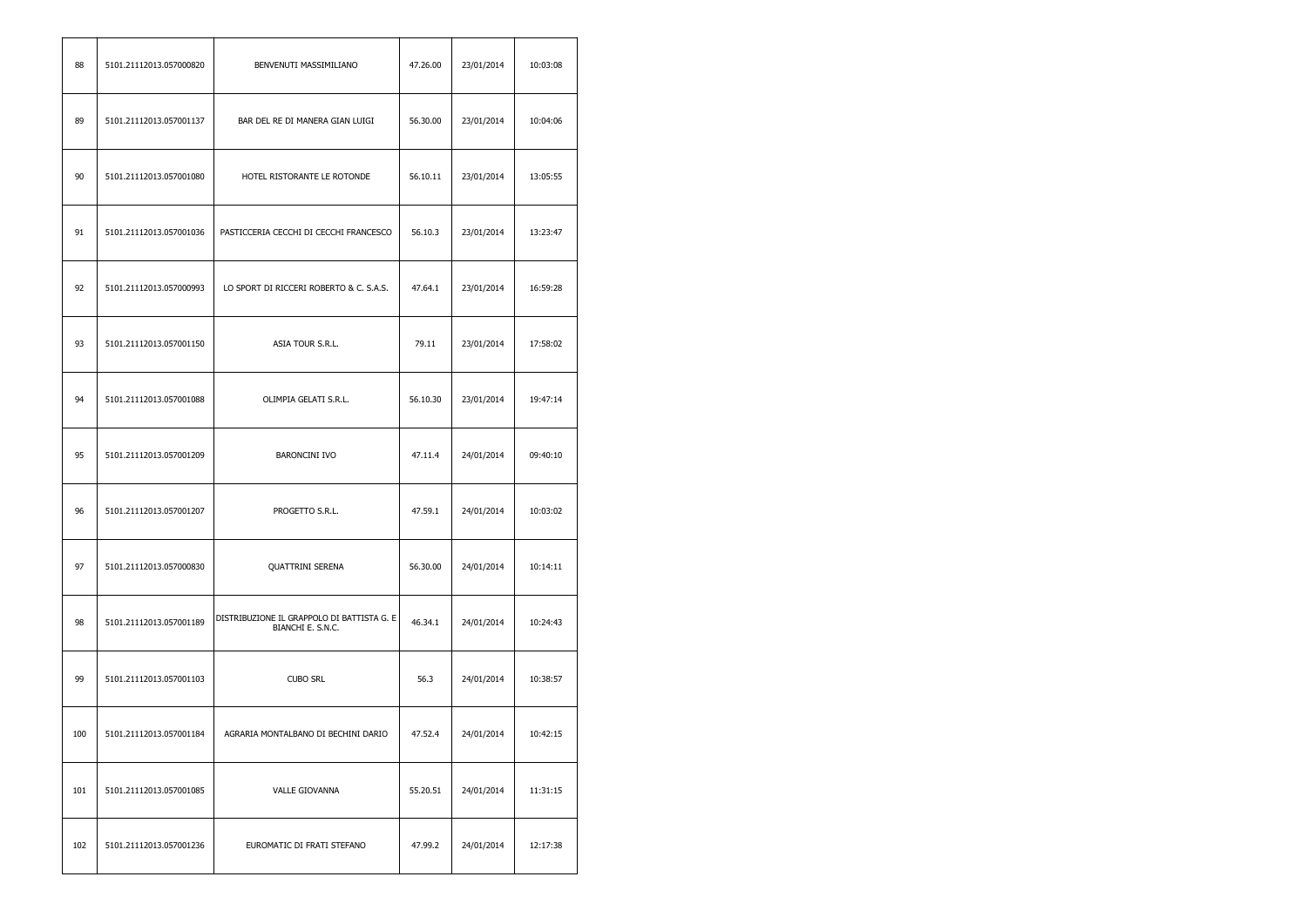| 88 | 5101.21112013.057000820 | BENVENUTI MASSIMILIANO | 47.26.00 | 23/01/2014 | 10:03:08 |
|---|---|---|---|---|---|
| 89 | 5101.21112013.057001137 | BAR DEL RE DI MANERA GIAN LUIGI | 56.30.00 | 23/01/2014 | 10:04:06 |
| 90 | 5101.21112013.057001080 | HOTEL RISTORANTE LE ROTONDE | 56.10.11 | 23/01/2014 | 13:05:55 |
| 91 | 5101.21112013.057001036 | PASTICCERIA CECCHI DI CECCHI FRANCESCO | 56.10.3 | 23/01/2014 | 13:23:47 |
| 92 | 5101.21112013.057000993 | LO SPORT DI RICCERI ROBERTO & C. S.A.S. | 47.64.1 | 23/01/2014 | 16:59:28 |
| 93 | 5101.21112013.057001150 | ASIA TOUR S.R.L. | 79.11 | 23/01/2014 | 17:58:02 |
| 94 | 5101.21112013.057001088 | OLIMPIA GELATI S.R.L. | 56.10.30 | 23/01/2014 | 19:47:14 |
| 95 | 5101.21112013.057001209 | BARONCINI IVO | 47.11.4 | 24/01/2014 | 09:40:10 |
| 96 | 5101.21112013.057001207 | PROGETTO S.R.L. | 47.59.1 | 24/01/2014 | 10:03:02 |
| 97 | 5101.21112013.057000830 | QUATTRINI SERENA | 56.30.00 | 24/01/2014 | 10:14:11 |
| 98 | 5101.21112013.057001189 | DISTRIBUZIONE IL GRAPPOLO DI BATTISTA G. E BIANCHI E. S.N.C. | 46.34.1 | 24/01/2014 | 10:24:43 |
| 99 | 5101.21112013.057001103 | CUBO SRL | 56.3 | 24/01/2014 | 10:38:57 |
| 100 | 5101.21112013.057001184 | AGRARIA MONTALBANO DI BECHINI DARIO | 47.52.4 | 24/01/2014 | 10:42:15 |
| 101 | 5101.21112013.057001085 | VALLE GIOVANNA | 55.20.51 | 24/01/2014 | 11:31:15 |
| 102 | 5101.21112013.057001236 | EUROMATIC DI FRATI STEFANO | 47.99.2 | 24/01/2014 | 12:17:38 |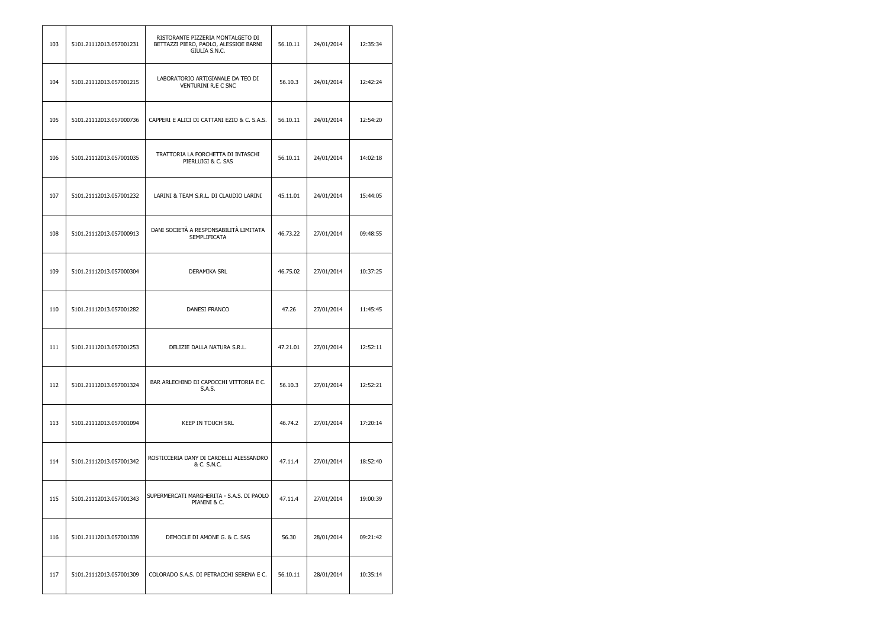| 103 | 5101.21112013.057001231 | RISTORANTE PIZZERIA MONTALGETO DI BETTAZZI PIERO, PAOLO, ALESSIOE BARNI GIULIA S.N.C. | 56.10.11 | 24/01/2014 | 12:35:34 |
|---|---|---|---|---|---|
| 104 | 5101.21112013.057001215 | LABORATORIO ARTIGIANALE DA TEO DI VENTURINI R.E C SNC | 56.10.3 | 24/01/2014 | 12:42:24 |
| 105 | 5101.21112013.057000736 | CAPPERI E ALICI DI CATTANI EZIO & C. S.A.S. | 56.10.11 | 24/01/2014 | 12:54:20 |
| 106 | 5101.21112013.057001035 | TRATTORIA LA FORCHETTA DI INTASCHI PIERLUIGI & C. SAS | 56.10.11 | 24/01/2014 | 14:02:18 |
| 107 | 5101.21112013.057001232 | LARINI & TEAM S.R.L. DI CLAUDIO LARINI | 45.11.01 | 24/01/2014 | 15:44:05 |
| 108 | 5101.21112013.057000913 | DANI SOCIETÀ A RESPONSABILITÀ LIMITATA SEMPLIFICATA | 46.73.22 | 27/01/2014 | 09:48:55 |
| 109 | 5101.21112013.057000304 | DERAMIKA SRL | 46.75.02 | 27/01/2014 | 10:37:25 |
| 110 | 5101.21112013.057001282 | DANESI FRANCO | 47.26 | 27/01/2014 | 11:45:45 |
| 111 | 5101.21112013.057001253 | DELIZIE DALLA NATURA S.R.L. | 47.21.01 | 27/01/2014 | 12:52:11 |
| 112 | 5101.21112013.057001324 | BAR ARLECHINO DI CAPOCCHI VITTORIA E C. S.A.S. | 56.10.3 | 27/01/2014 | 12:52:21 |
| 113 | 5101.21112013.057001094 | KEEP IN TOUCH SRL | 46.74.2 | 27/01/2014 | 17:20:14 |
| 114 | 5101.21112013.057001342 | ROSTICCERIA DANY DI CARDELLI ALESSANDRO & C. S.N.C. | 47.11.4 | 27/01/2014 | 18:52:40 |
| 115 | 5101.21112013.057001343 | SUPERMERCATI MARGHERITA - S.A.S. DI PAOLO PIANINI & C. | 47.11.4 | 27/01/2014 | 19:00:39 |
| 116 | 5101.21112013.057001339 | DEMOCLE DI AMONE G. & C. SAS | 56.30 | 28/01/2014 | 09:21:42 |
| 117 | 5101.21112013.057001309 | COLORADO S.A.S. DI PETRACCHI SERENA E C. | 56.10.11 | 28/01/2014 | 10:35:14 |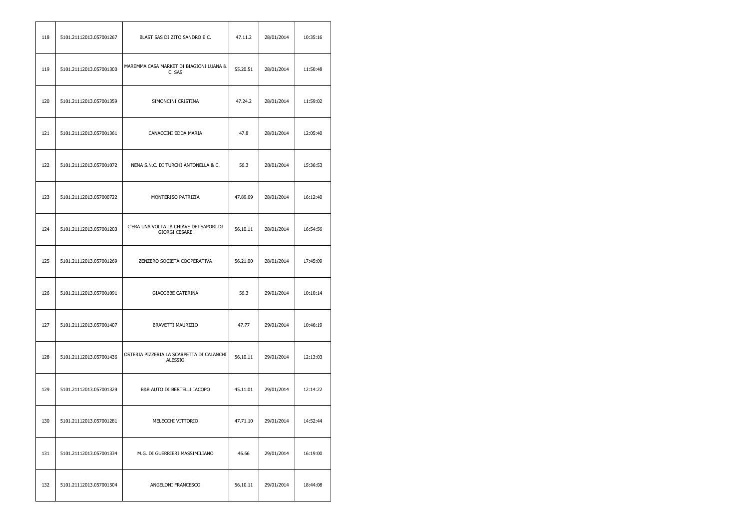| 118 | 5101.21112013.057001267 | BLAST SAS DI ZITO SANDRO E C. | 47.11.2 | 28/01/2014 | 10:35:16 |
|---|---|---|---|---|---|
| 119 | 5101.21112013.057001300 | MAREMMA CASA MARKET DI BIAGIONI LUANA & C. SAS | 55.20.51 | 28/01/2014 | 11:50:48 |
| 120 | 5101.21112013.057001359 | SIMONCINI CRISTINA | 47.24.2 | 28/01/2014 | 11:59:02 |
| 121 | 5101.21112013.057001361 | CANACCINI EDDA MARIA | 47.8 | 28/01/2014 | 12:05:40 |
| 122 | 5101.21112013.057001072 | NENA S.N.C. DI TURCHI ANTONELLA & C. | 56.3 | 28/01/2014 | 15:36:53 |
| 123 | 5101.21112013.057000722 | MONTERISO PATRIZIA | 47.89.09 | 28/01/2014 | 16:12:40 |
| 124 | 5101.21112013.057001203 | C'ERA UNA VOLTA LA CHIAVE DEI SAPORI DI GIORGI CESARE | 56.10.11 | 28/01/2014 | 16:54:56 |
| 125 | 5101.21112013.057001269 | ZENZERO SOCIETÀ COOPERATIVA | 56.21.00 | 28/01/2014 | 17:45:09 |
| 126 | 5101.21112013.057001091 | GIACOBBE CATERINA | 56.3 | 29/01/2014 | 10:10:14 |
| 127 | 5101.21112013.057001407 | BRAVETTI MAURIZIO | 47.77 | 29/01/2014 | 10:46:19 |
| 128 | 5101.21112013.057001436 | OSTERIA PIZZERIA LA SCARPETTA DI CALANCHI ALESSIO | 56.10.11 | 29/01/2014 | 12:13:03 |
| 129 | 5101.21112013.057001329 | B&B AUTO DI BERTELLI IACOPO | 45.11.01 | 29/01/2014 | 12:14:22 |
| 130 | 5101.21112013.057001281 | MELECCHI VITTORIO | 47.71.10 | 29/01/2014 | 14:52:44 |
| 131 | 5101.21112013.057001334 | M.G. DI GUERRIERI MASSIMILIANO | 46.66 | 29/01/2014 | 16:19:00 |
| 132 | 5101.21112013.057001504 | ANGELONI FRANCESCO | 56.10.11 | 29/01/2014 | 18:44:08 |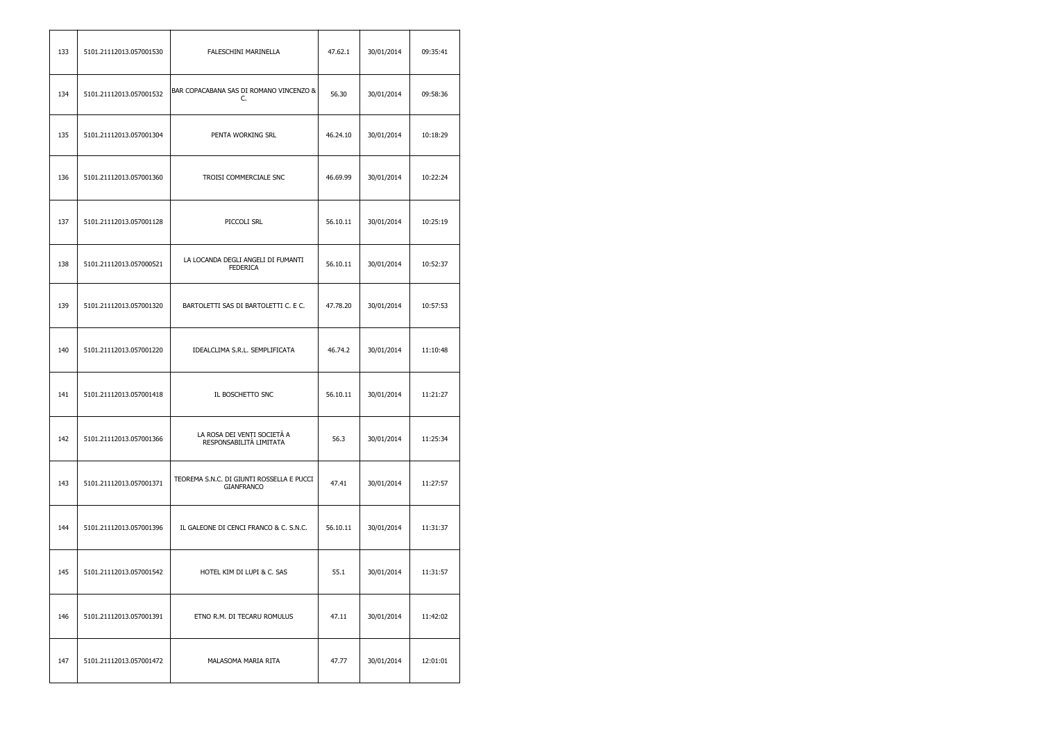| 133 | 5101.21112013.057001530 | FALESCHINI MARINELLA | 47.62.1 | 30/01/2014 | 09:35:41 |
|---|---|---|---|---|---|
| 134 | 5101.21112013.057001532 | BAR COPACABANA SAS DI ROMANO VINCENZO & C. | 56.30 | 30/01/2014 | 09:58:36 |
| 135 | 5101.21112013.057001304 | PENTA WORKING SRL | 46.24.10 | 30/01/2014 | 10:18:29 |
| 136 | 5101.21112013.057001360 | TROISI COMMERCIALE SNC | 46.69.99 | 30/01/2014 | 10:22:24 |
| 137 | 5101.21112013.057001128 | PICCOLI SRL | 56.10.11 | 30/01/2014 | 10:25:19 |
| 138 | 5101.21112013.057000521 | LA LOCANDA DEGLI ANGELI DI FUMANTI FEDERICA | 56.10.11 | 30/01/2014 | 10:52:37 |
| 139 | 5101.21112013.057001320 | BARTOLETTI SAS DI BARTOLETTI C. E C. | 47.78.20 | 30/01/2014 | 10:57:53 |
| 140 | 5101.21112013.057001220 | IDEALCLIMA S.R.L. SEMPLIFICATA | 46.74.2 | 30/01/2014 | 11:10:48 |
| 141 | 5101.21112013.057001418 | IL BOSCHETTO SNC | 56.10.11 | 30/01/2014 | 11:21:27 |
| 142 | 5101.21112013.057001366 | LA ROSA DEI VENTI SOCIETÀ A RESPONSABILITÀ LIMITATA | 56.3 | 30/01/2014 | 11:25:34 |
| 143 | 5101.21112013.057001371 | TEOREMA S.N.C. DI GIUNTI ROSSELLA E PUCCI GIANFRANCO | 47.41 | 30/01/2014 | 11:27:57 |
| 144 | 5101.21112013.057001396 | IL GALEONE DI CENCI FRANCO & C. S.N.C. | 56.10.11 | 30/01/2014 | 11:31:37 |
| 145 | 5101.21112013.057001542 | HOTEL KIM DI LUPI & C. SAS | 55.1 | 30/01/2014 | 11:31:57 |
| 146 | 5101.21112013.057001391 | ETNO R.M. DI TECARU ROMULUS | 47.11 | 30/01/2014 | 11:42:02 |
| 147 | 5101.21112013.057001472 | MALASOMA MARIA RITA | 47.77 | 30/01/2014 | 12:01:01 |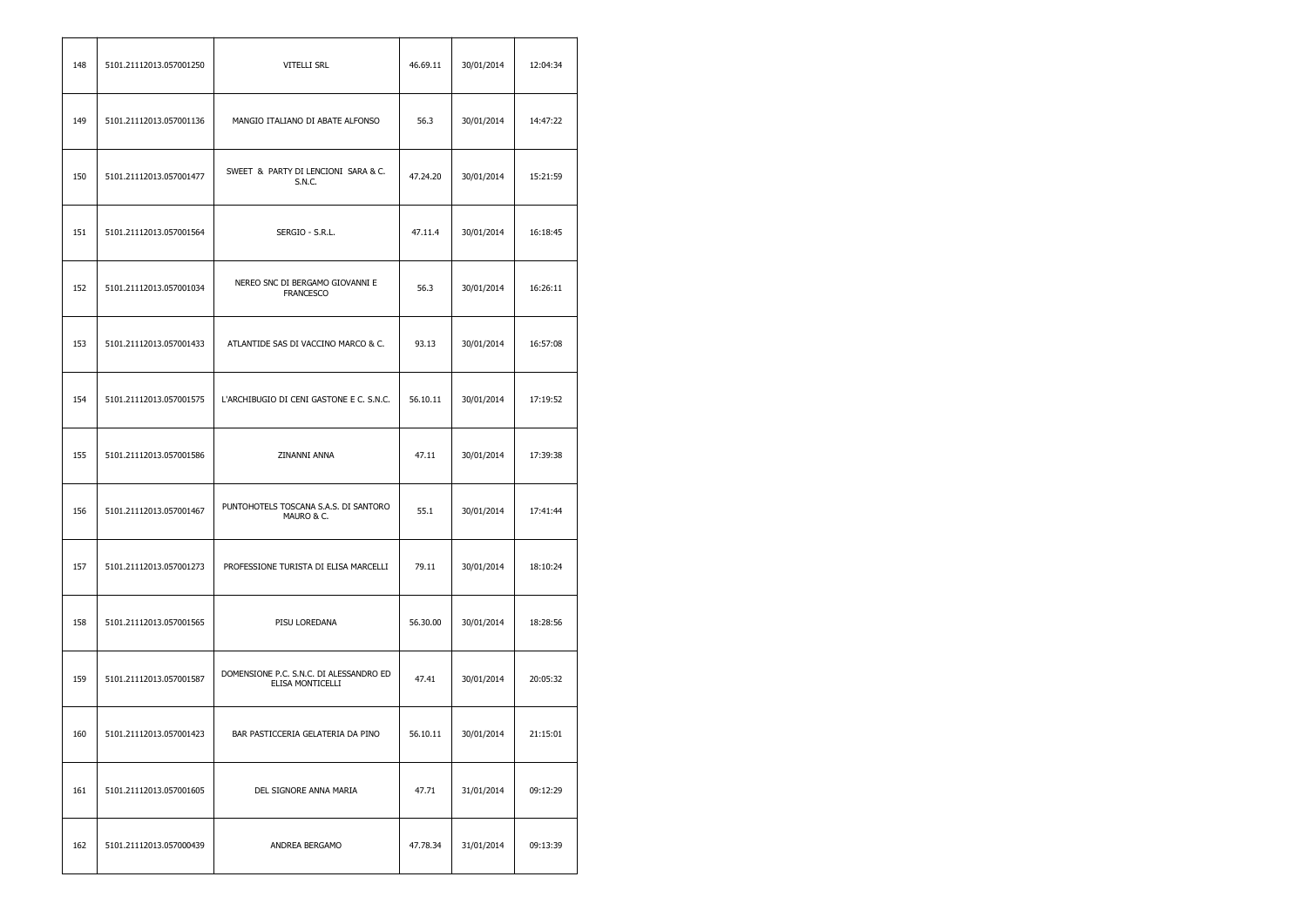| 148 | 5101.21112013.057001250 | VITELLI SRL | 46.69.11 | 30/01/2014 | 12:04:34 |
|---|---|---|---|---|---|
| 149 | 5101.21112013.057001136 | MANGIO ITALIANO DI ABATE ALFONSO | 56.3 | 30/01/2014 | 14:47:22 |
| 150 | 5101.21112013.057001477 | SWEET & PARTY DI LENCIONI SARA & C. S.N.C. | 47.24.20 | 30/01/2014 | 15:21:59 |
| 151 | 5101.21112013.057001564 | SERGIO - S.R.L. | 47.11.4 | 30/01/2014 | 16:18:45 |
| 152 | 5101.21112013.057001034 | NEREO SNC DI BERGAMO GIOVANNI E FRANCESCO | 56.3 | 30/01/2014 | 16:26:11 |
| 153 | 5101.21112013.057001433 | ATLANTIDE SAS DI VACCINO MARCO & C. | 93.13 | 30/01/2014 | 16:57:08 |
| 154 | 5101.21112013.057001575 | L'ARCHIBUGIO DI CENI GASTONE E C. S.N.C. | 56.10.11 | 30/01/2014 | 17:19:52 |
| 155 | 5101.21112013.057001586 | ZINANNI ANNA | 47.11 | 30/01/2014 | 17:39:38 |
| 156 | 5101.21112013.057001467 | PUNTOHOTELS TOSCANA S.A.S. DI SANTORO MAURO & C. | 55.1 | 30/01/2014 | 17:41:44 |
| 157 | 5101.21112013.057001273 | PROFESSIONE TURISTA DI ELISA MARCELLI | 79.11 | 30/01/2014 | 18:10:24 |
| 158 | 5101.21112013.057001565 | PISU LOREDANA | 56.30.00 | 30/01/2014 | 18:28:56 |
| 159 | 5101.21112013.057001587 | DOMENSIONE P.C. S.N.C. DI ALESSANDRO ED ELISA MONTICELLI | 47.41 | 30/01/2014 | 20:05:32 |
| 160 | 5101.21112013.057001423 | BAR PASTICCERIA GELATERIA DA PINO | 56.10.11 | 30/01/2014 | 21:15:01 |
| 161 | 5101.21112013.057001605 | DEL SIGNORE ANNA MARIA | 47.71 | 31/01/2014 | 09:12:29 |
| 162 | 5101.21112013.057000439 | ANDREA BERGAMO | 47.78.34 | 31/01/2014 | 09:13:39 |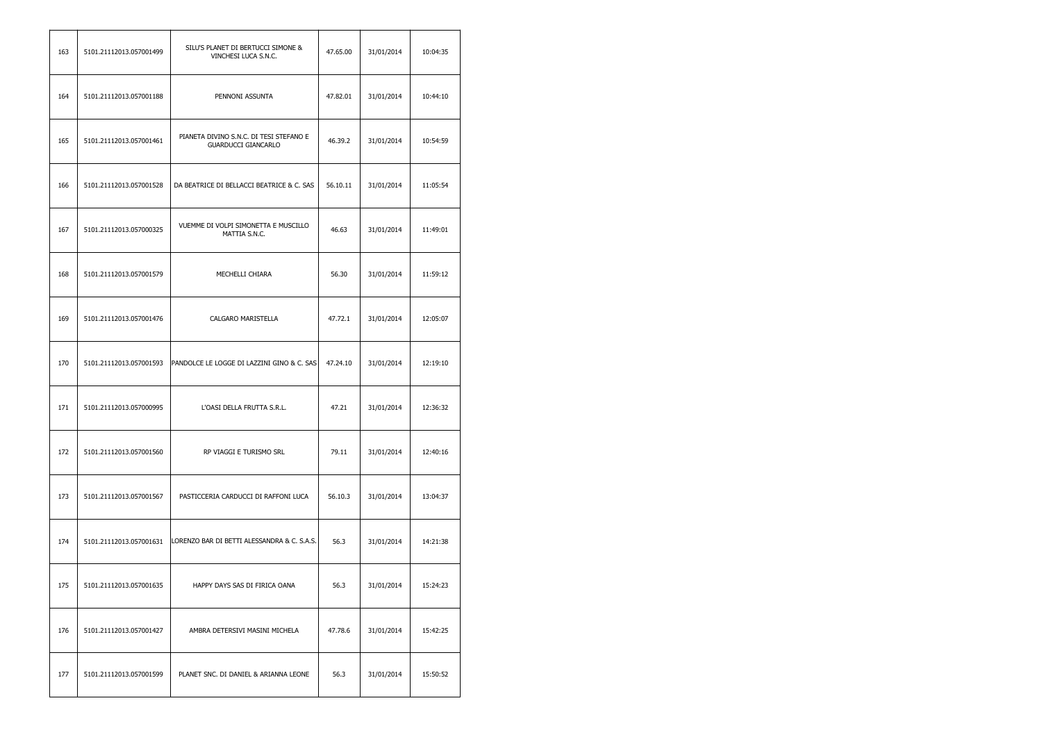| 163 | 5101.21112013.057001499 | SILU'S PLANET DI BERTUCCI SIMONE & VINCHESI LUCA S.N.C. | 47.65.00 | 31/01/2014 | 10:04:35 |
|---|---|---|---|---|---|
| 164 | 5101.21112013.057001188 | PENNONI ASSUNTA | 47.82.01 | 31/01/2014 | 10:44:10 |
| 165 | 5101.21112013.057001461 | PIANETA DIVINO S.N.C. DI TESI STEFANO E GUARDUCCI GIANCARLO | 46.39.2 | 31/01/2014 | 10:54:59 |
| 166 | 5101.21112013.057001528 | DA BEATRICE DI BELLACCI BEATRICE & C. SAS | 56.10.11 | 31/01/2014 | 11:05:54 |
| 167 | 5101.21112013.057000325 | VUEMME DI VOLPI SIMONETTA E MUSCILLO MATTIA S.N.C. | 46.63 | 31/01/2014 | 11:49:01 |
| 168 | 5101.21112013.057001579 | MECHELLI CHIARA | 56.30 | 31/01/2014 | 11:59:12 |
| 169 | 5101.21112013.057001476 | CALGARO MARISTELLA | 47.72.1 | 31/01/2014 | 12:05:07 |
| 170 | 5101.21112013.057001593 | PANDOLCE LE LOGGE DI LAZZINI GINO & C. SAS | 47.24.10 | 31/01/2014 | 12:19:10 |
| 171 | 5101.21112013.057000995 | L'OASI DELLA FRUTTA S.R.L. | 47.21 | 31/01/2014 | 12:36:32 |
| 172 | 5101.21112013.057001560 | RP VIAGGI E TURISMO SRL | 79.11 | 31/01/2014 | 12:40:16 |
| 173 | 5101.21112013.057001567 | PASTICCERIA CARDUCCI DI RAFFONI LUCA | 56.10.3 | 31/01/2014 | 13:04:37 |
| 174 | 5101.21112013.057001631 | LORENZO BAR DI BETTI ALESSANDRA & C. S.A.S. | 56.3 | 31/01/2014 | 14:21:38 |
| 175 | 5101.21112013.057001635 | HAPPY DAYS SAS DI FIRICA OANA | 56.3 | 31/01/2014 | 15:24:23 |
| 176 | 5101.21112013.057001427 | AMBRA DETERSIVI MASINI MICHELA | 47.78.6 | 31/01/2014 | 15:42:25 |
| 177 | 5101.21112013.057001599 | PLANET SNC. DI DANIEL & ARIANNA LEONE | 56.3 | 31/01/2014 | 15:50:52 |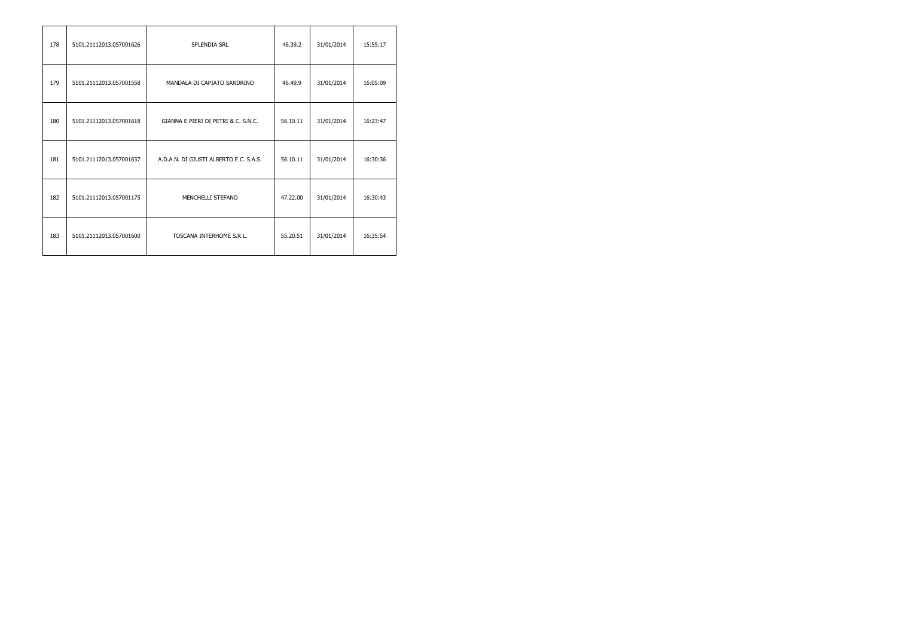| | | | | | |
|---|---|---|---|---|---|
| 178 | 5101.21112013.057001626 | SPLENDIA SRL | 46.39.2 | 31/01/2014 | 15:55:17 |
| 179 | 5101.21112013.057001558 | MANDALA DI CAPIATO SANDRINO | 46.49.9 | 31/01/2014 | 16:05:09 |
| 180 | 5101.21112013.057001618 | GIANNA E PIERI DI PETRI & C. S.N.C. | 56.10.11 | 31/01/2014 | 16:23:47 |
| 181 | 5101.21112013.057001637 | A.D.A.N. DI GIUSTI ALBERTO E C. S.A.S. | 56.10.11 | 31/01/2014 | 16:30:36 |
| 182 | 5101.21112013.057001175 | MENCHELLI STEFANO | 47.22.00 | 31/01/2014 | 16:30:43 |
| 183 | 5101.21112013.057001600 | TOSCANA INTERHOME S.R.L. | 55.20.51 | 31/01/2014 | 16:35:54 |